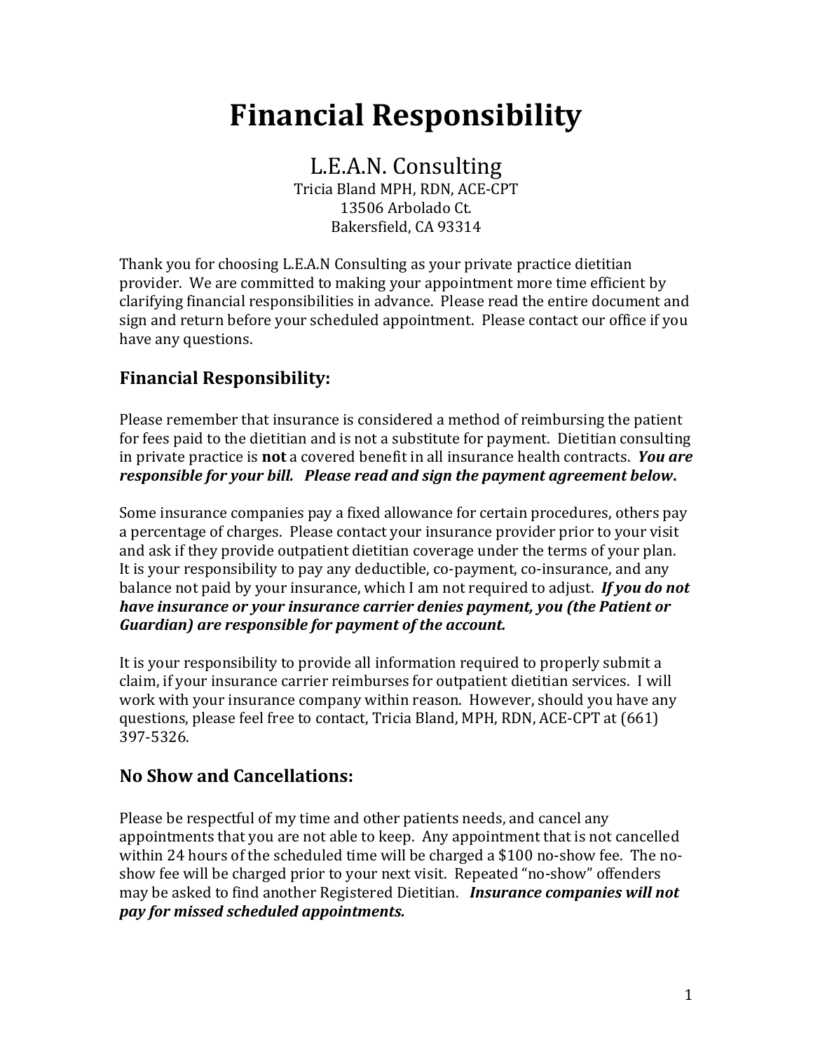# Financial Responsibility

## L.E.A.N. Consulting

Tricia Bland MPH, RDN, ACE-CPT
13506 Arbolado Ct.
Bakersfield, CA 93314

Thank you for choosing L.E.A.N Consulting as your private practice dietitian provider. We are committed to making your appointment more time efficient by clarifying financial responsibilities in advance. Please read the entire document and sign and return before your scheduled appointment. Please contact our office if you have any questions.

### Financial Responsibility:

Please remember that insurance is considered a method of reimbursing the patient for fees paid to the dietitian and is not a substitute for payment. Dietitian consulting in private practice is **not** a covered benefit in all insurance health contracts. ***You are responsible for your bill. Please read and sign the payment agreement below*.**

Some insurance companies pay a fixed allowance for certain procedures, others pay a percentage of charges. Please contact your insurance provider prior to your visit and ask if they provide outpatient dietitian coverage under the terms of your plan. It is your responsibility to pay any deductible, co-payment, co-insurance, and any balance not paid by your insurance, which I am not required to adjust. ***If you do not have insurance or your insurance carrier denies payment, you (the Patient or Guardian) are responsible for payment of the account.***

It is your responsibility to provide all information required to properly submit a claim, if your insurance carrier reimburses for outpatient dietitian services. I will work with your insurance company within reason. However, should you have any questions, please feel free to contact, Tricia Bland, MPH, RDN, ACE-CPT at (661) 397-5326.

### No Show and Cancellations:

Please be respectful of my time and other patients needs, and cancel any appointments that you are not able to keep. Any appointment that is not cancelled within 24 hours of the scheduled time will be charged a $100 no-show fee. The no-show fee will be charged prior to your next visit. Repeated "no-show" offenders may be asked to find another Registered Dietitian. ***Insurance companies will not pay for missed scheduled appointments.***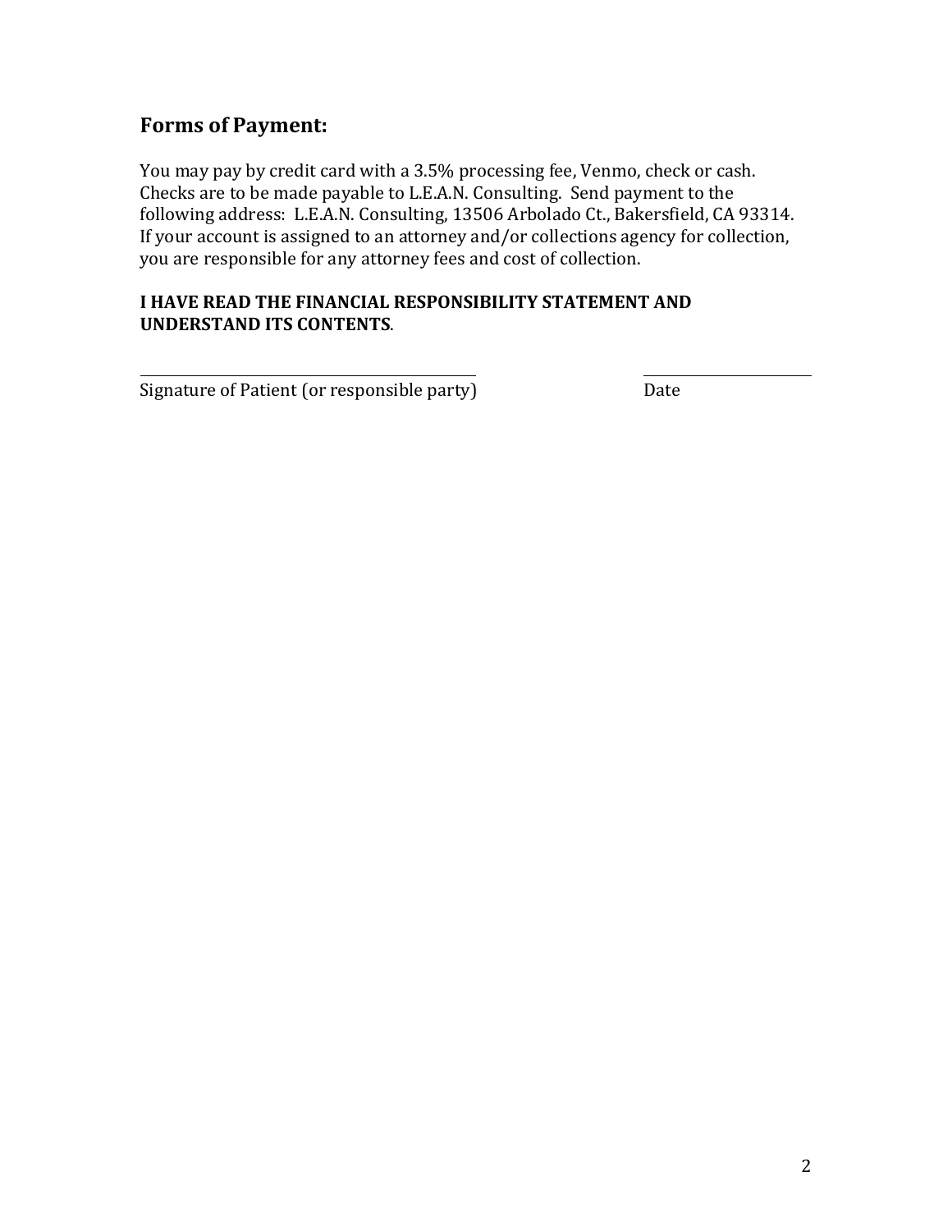## Forms of Payment:

You may pay by credit card with a 3.5% processing fee, Venmo, check or cash. Checks are to be made payable to L.E.A.N. Consulting. Send payment to the following address: L.E.A.N. Consulting, 13506 Arbolado Ct., Bakersfield, CA 93314. If your account is assigned to an attorney and/or collections agency for collection, you are responsible for any attorney fees and cost of collection.

**I HAVE READ THE FINANCIAL RESPONSIBILITY STATEMENT AND UNDERSTAND ITS CONTENTS**.

\_\_\_\_\_\_\_\_\_\_\_\_\_\_\_\_\_\_\_\_\_\_\_\_\_\_\_\_\_\_\_\_\_\_\_\_\_\_\_\_ \_\_\_\_\_\_\_\_\_\_\_\_\_\_\_\_\_\_\_\_

Signature of Patient (or responsible party) Date